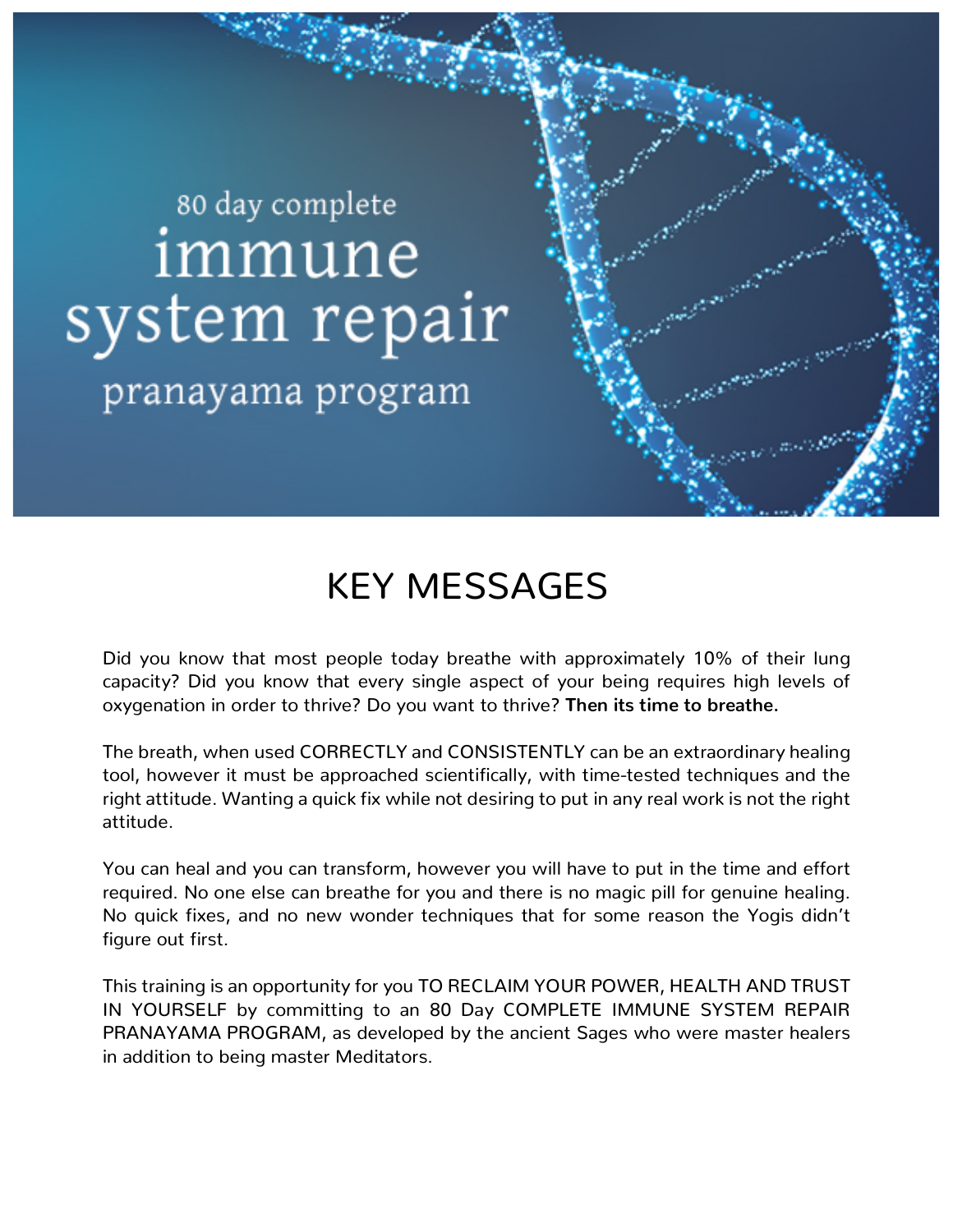80 day complete

# immune system repair

pranayama program

## KEY MESSAGES

Did you know that most people today breathe with approximately 10% of their lung capacity? Did you know that every single aspect of your being requires high levels of oxygenation in order to thrive? Do you want to thrive? **Then its time to breathe.**

The breath, when used CORRECTLY and CONSISTENTLY can be an extraordinary healing tool, however it must be approached scientifically, with time-tested techniques and the right attitude. Wanting a quick fix while not desiring to put in any real work is not the right attitude.

You can heal and you can transform, however you will have to put in the time and effort required. No one else can breathe for you and there is no magic pill for genuine healing. No quick fixes, and no new wonder techniques that for some reason the Yogis didn't figure out first.

This training is an opportunity for you TO RECLAIM YOUR POWER, HEALTH AND TRUST IN YOURSELF by committing to an 80 Day COMPLETE IMMUNE SYSTEM REPAIR PRANAYAMA PROGRAM, as developed by the ancient Sages who were master healers in addition to being master Meditators.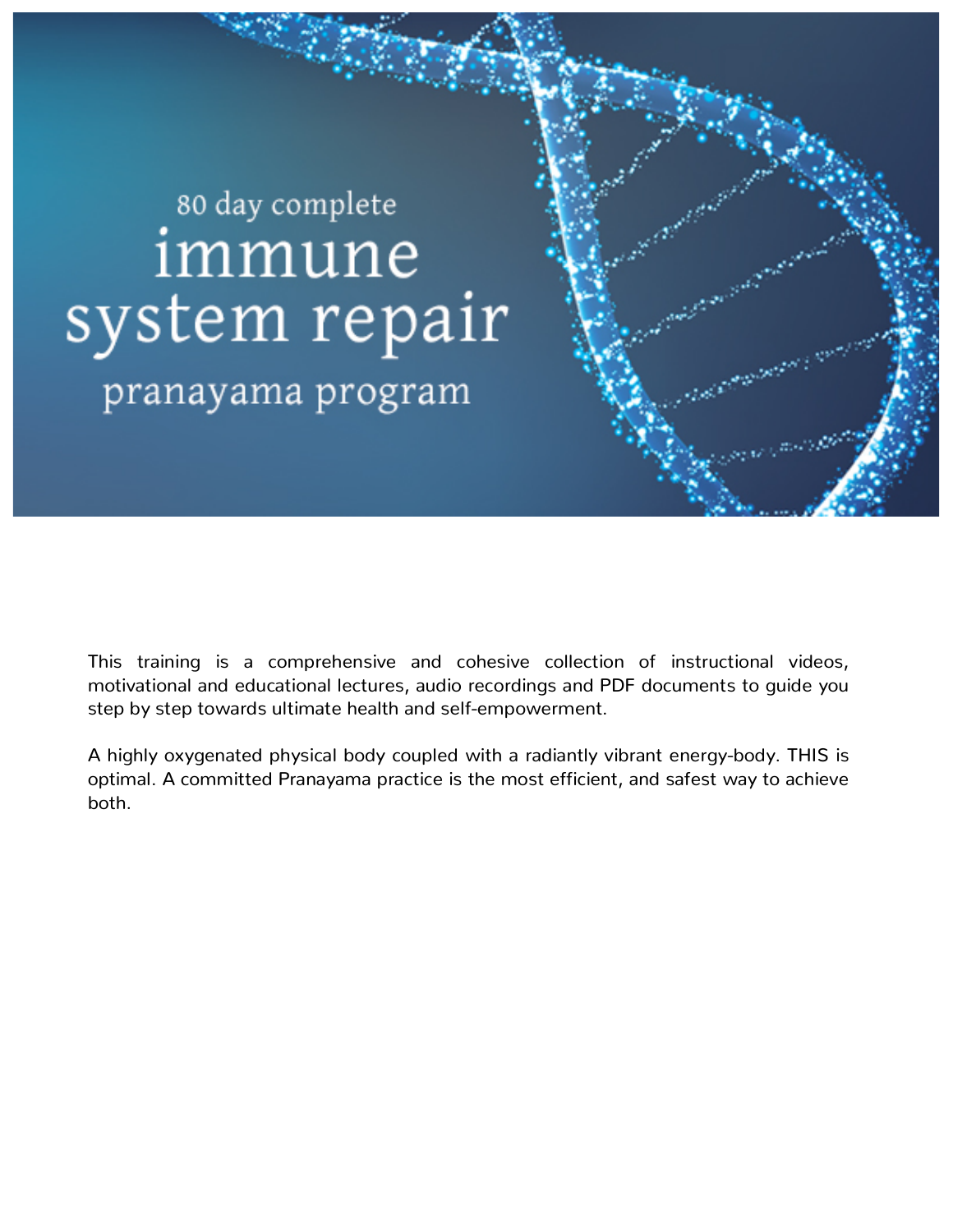80 day complete

# immune system repair

pranayama program

This training is a comprehensive and cohesive collection of instructional videos, motivational and educational lectures, audio recordings and PDF documents to guide you step by step towards ultimate health and self-empowerment.

A highly oxygenated physical body coupled with a radiantly vibrant energy-body. THIS is optimal. A committed Pranayama practice is the most efficient, and safest way to achieve both.